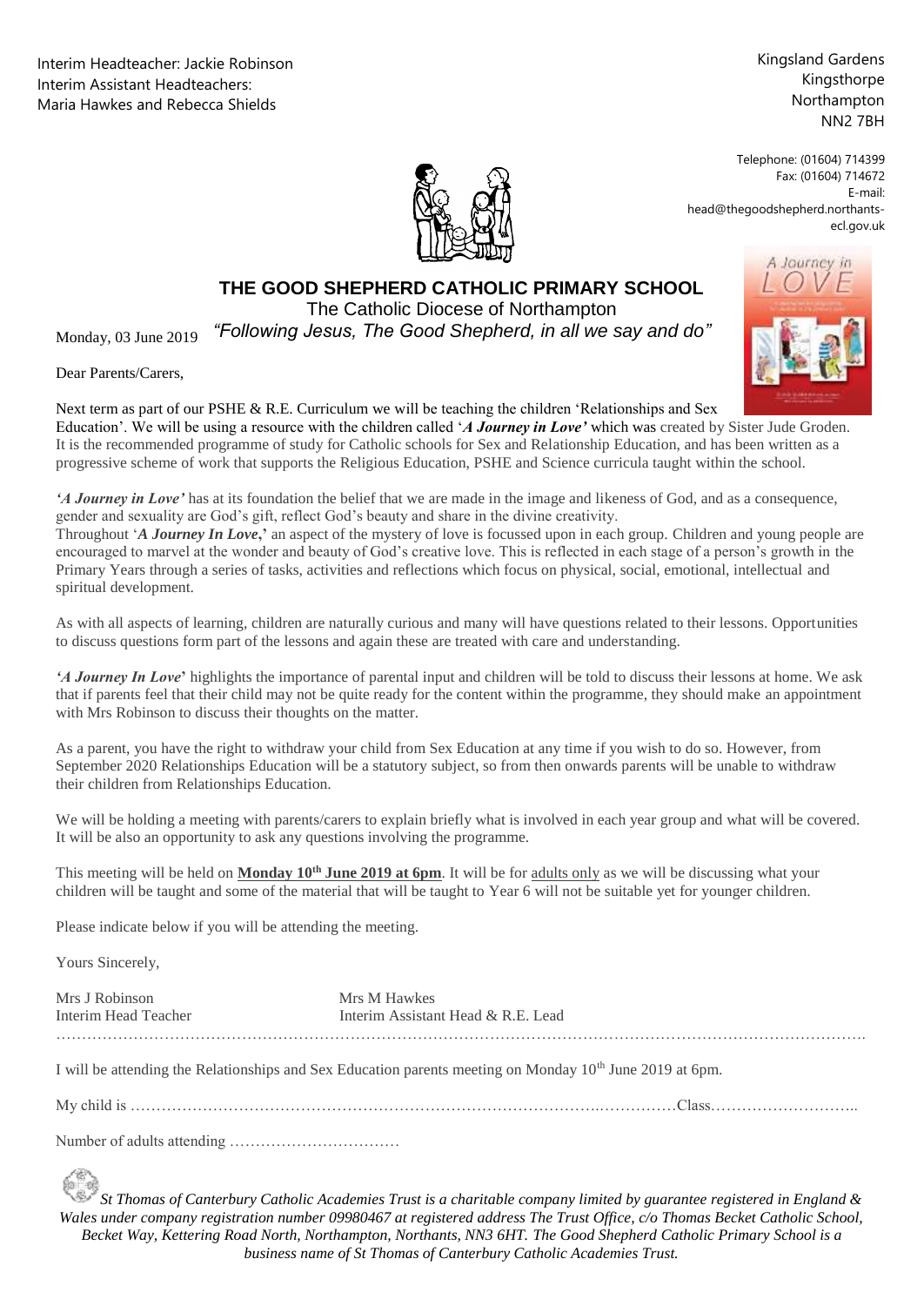Interim Headteacher: Jackie Robinson
Interim Assistant Headteachers:
Maria Hawkes and Rebecca Shields

Kingsland Gardens
Kingsthorpe
Northampton
NN2 7BH

Telephone: (01604) 714399
Fax: (01604) 714672
E-mail:
head@thegoodshepherd.northants-ecl.gov.uk

# THE GOOD SHEPHERD CATHOLIC PRIMARY SCHOOL

The Catholic Diocese of Northampton

*"Following Jesus, The Good Shepherd, in all we say and do"*

Monday, 03 June 2019

Dear Parents/Carers,

Next term as part of our PSHE & R.E. Curriculum we will be teaching the children 'Relationships and Sex Education'. We will be using a resource with the children called '***A Journey in Love***' which was created by Sister Jude Groden. It is the recommended programme of study for Catholic schools for Sex and Relationship Education, and has been written as a progressive scheme of work that supports the Religious Education, PSHE and Science curricula taught within the school.

***'A Journey in Love'*** has at its foundation the belief that we are made in the image and likeness of God, and as a consequence, gender and sexuality are God's gift, reflect God's beauty and share in the divine creativity.
Throughout '***A Journey In Love***,**'** an aspect of the mystery of love is focussed upon in each group. Children and young people are encouraged to marvel at the wonder and beauty of God's creative love. This is reflected in each stage of a person's growth in the Primary Years through a series of tasks, activities and reflections which focus on physical, social, emotional, intellectual and spiritual development.

As with all aspects of learning, children are naturally curious and many will have questions related to their lessons. Opportunities to discuss questions form part of the lessons and again these are treated with care and understanding.

***'A Journey In Love*'** highlights the importance of parental input and children will be told to discuss their lessons at home. We ask that if parents feel that their child may not be quite ready for the content within the programme, they should make an appointment with Mrs Robinson to discuss their thoughts on the matter.

As a parent, you have the right to withdraw your child from Sex Education at any time if you wish to do so. However, from September 2020 Relationships Education will be a statutory subject, so from then onwards parents will be unable to withdraw their children from Relationships Education.

We will be holding a meeting with parents/carers to explain briefly what is involved in each year group and what will be covered. It will be also an opportunity to ask any questions involving the programme.

This meeting will be held on **Monday 10th June 2019 at 6pm**. It will be for adults only as we will be discussing what your children will be taught and some of the material that will be taught to Year 6 will not be suitable yet for younger children.

Please indicate below if you will be attending the meeting.

Yours Sincerely,

Mrs J Robinson
Interim Head Teacher

Mrs M Hawkes
Interim Assistant Head & R.E. Lead

……………………………………………………………………………………………………………………………………

I will be attending the Relationships and Sex Education parents meeting on Monday 10th June 2019 at 6pm.

My child is ……………………………………………………………………………………………Class………………………..

Number of adults attending ……………………………

*St Thomas of Canterbury Catholic Academies Trust is a charitable company limited by guarantee registered in England & Wales under company registration number 09980467 at registered address The Trust Office, c/o Thomas Becket Catholic School, Becket Way, Kettering Road North, Northampton, Northants, NN3 6HT. The Good Shepherd Catholic Primary School is a business name of St Thomas of Canterbury Catholic Academies Trust.*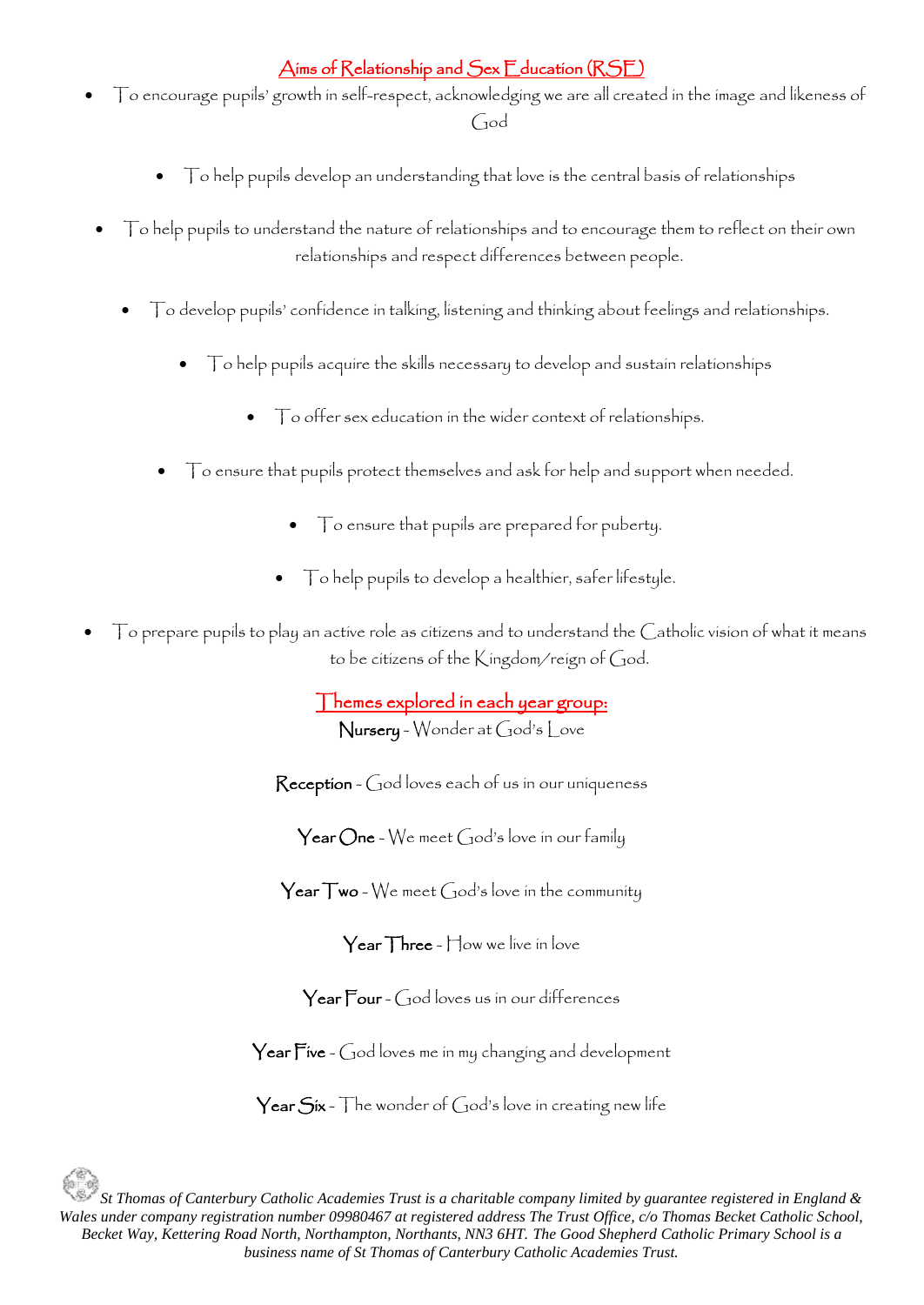## Aims of Relationship and Sex Education (RSE)

- To encourage pupils' growth in self-respect, acknowledging we are all created in the image and likeness of God
- To help pupils develop an understanding that love is the central basis of relationships
- To help pupils to understand the nature of relationships and to encourage them to reflect on their own relationships and respect differences between people.
- To develop pupils' confidence in talking, listening and thinking about feelings and relationships.
- To help pupils acquire the skills necessary to develop and sustain relationships
- To offer sex education in the wider context of relationships.
- To ensure that pupils protect themselves and ask for help and support when needed.
- To ensure that pupils are prepared for puberty.
- To help pupils to develop a healthier, safer lifestyle.
- To prepare pupils to play an active role as citizens and to understand the Catholic vision of what it means to be citizens of the Kingdom/reign of God.

## Themes explored in each year group:

**Nursery** - Wonder at God's Love

**Reception** - God loves each of us in our uniqueness

**Year One** - We meet God's love in our family

**Year Two** - We meet God's love in the community

**Year Three** - How we live in love

**Year Four** - God loves us in our differences

**Year Five** - God loves me in my changing and development

**Year Six** - The wonder of God's love in creating new life

*St Thomas of Canterbury Catholic Academies Trust is a charitable company limited by guarantee registered in England & Wales under company registration number 09980467 at registered address The Trust Office, c/o Thomas Becket Catholic School, Becket Way, Kettering Road North, Northampton, Northants, NN3 6HT. The Good Shepherd Catholic Primary School is a business name of St Thomas of Canterbury Catholic Academies Trust.*